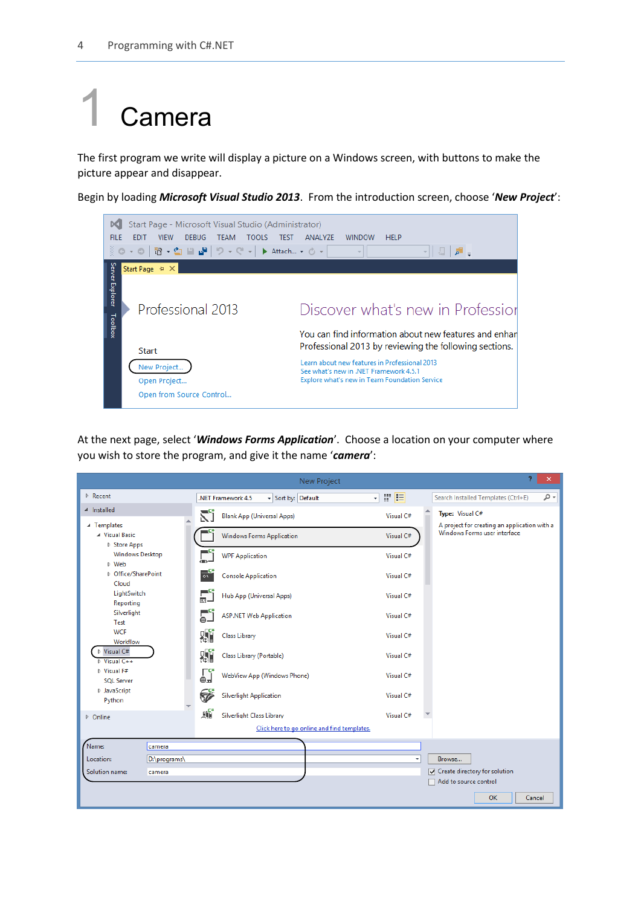# 1 Camera

The first program we write will display a picture on a Windows screen, with buttons to make the picture appear and disappear.

Begin by loading ***Microsoft Visual Studio 2013***. From the introduction screen, choose '***New Project***':

At the next page, select '***Windows Forms Application***'. Choose a location on your computer where you wish to store the program, and give it the name '***camera***':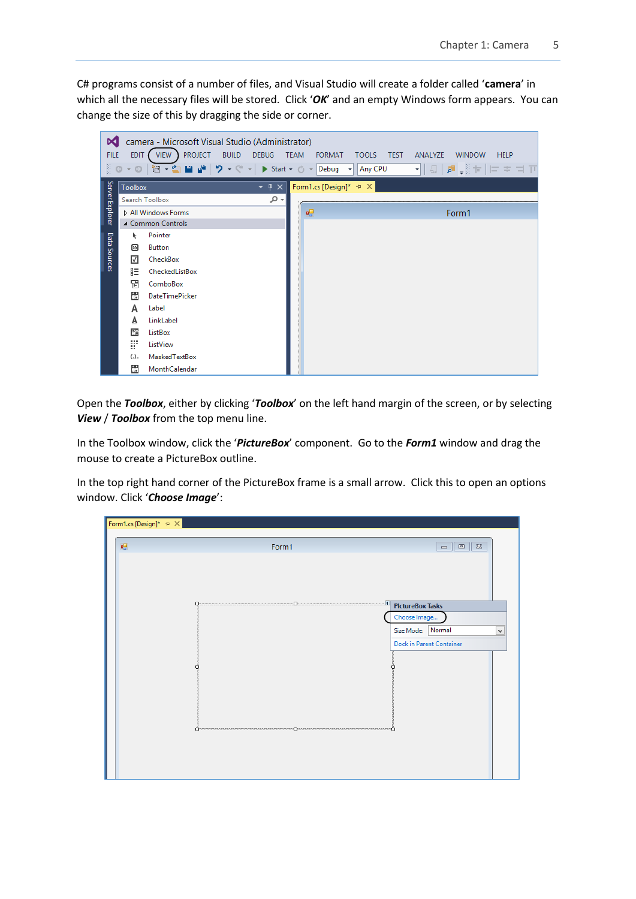C# programs consist of a number of files, and Visual Studio will create a folder called '**camera**' in which all the necessary files will be stored. Click '***OK***' and an empty Windows form appears. You can change the size of this by dragging the side or corner.

Open the ***Toolbox***, either by clicking '***Toolbox***' on the left hand margin of the screen, or by selecting ***View*** / ***Toolbox*** from the top menu line.

In the Toolbox window, click the '***PictureBox***' component. Go to the ***Form1*** window and drag the mouse to create a PictureBox outline.

In the top right hand corner of the PictureBox frame is a small arrow. Click this to open an options window. Click '***Choose Image***':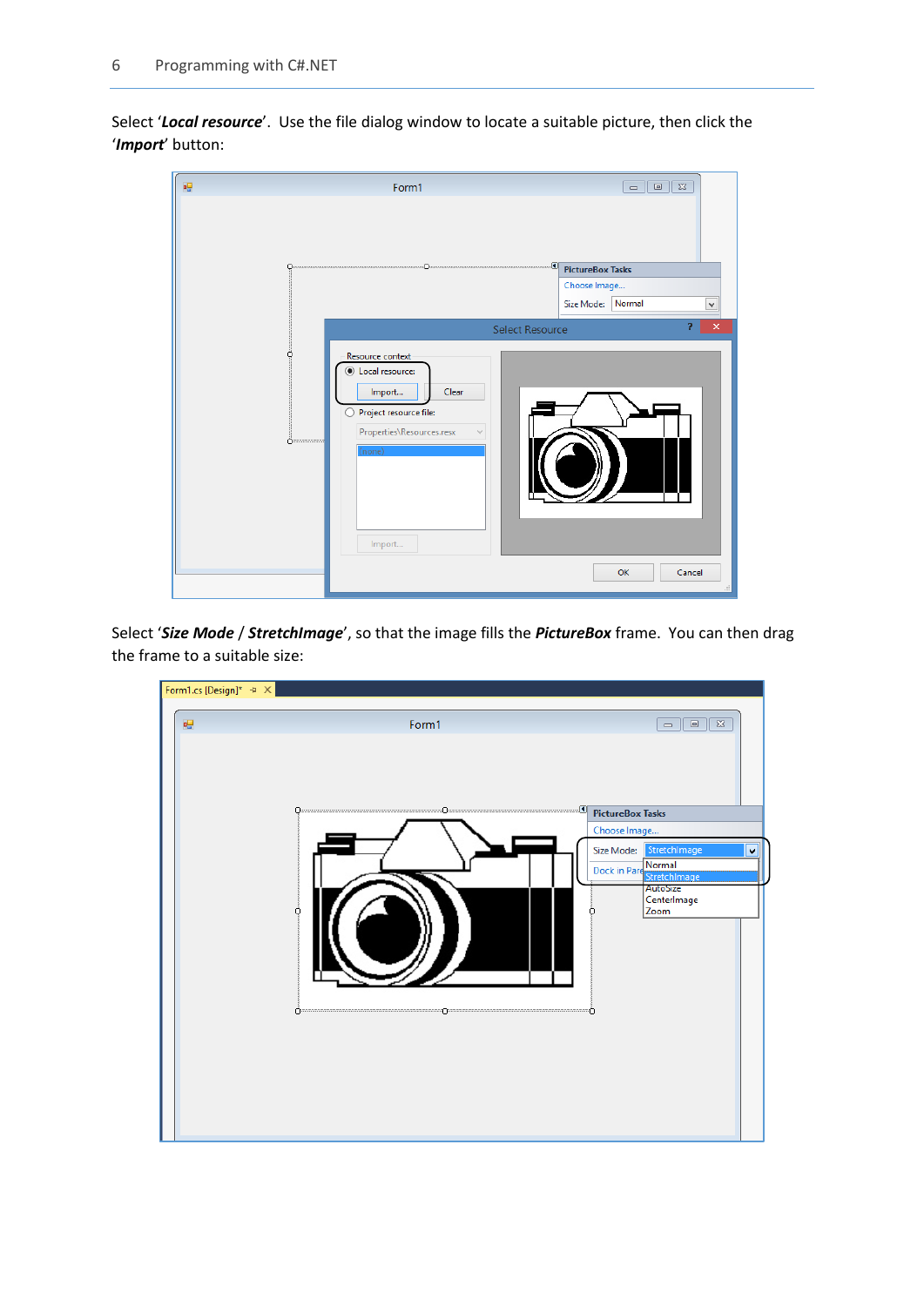Select '***Local resource***'. Use the file dialog window to locate a suitable picture, then click the '***Import***' button:

Select '***Size Mode*** / ***StretchImage***', so that the image fills the ***PictureBox*** frame. You can then drag the frame to a suitable size: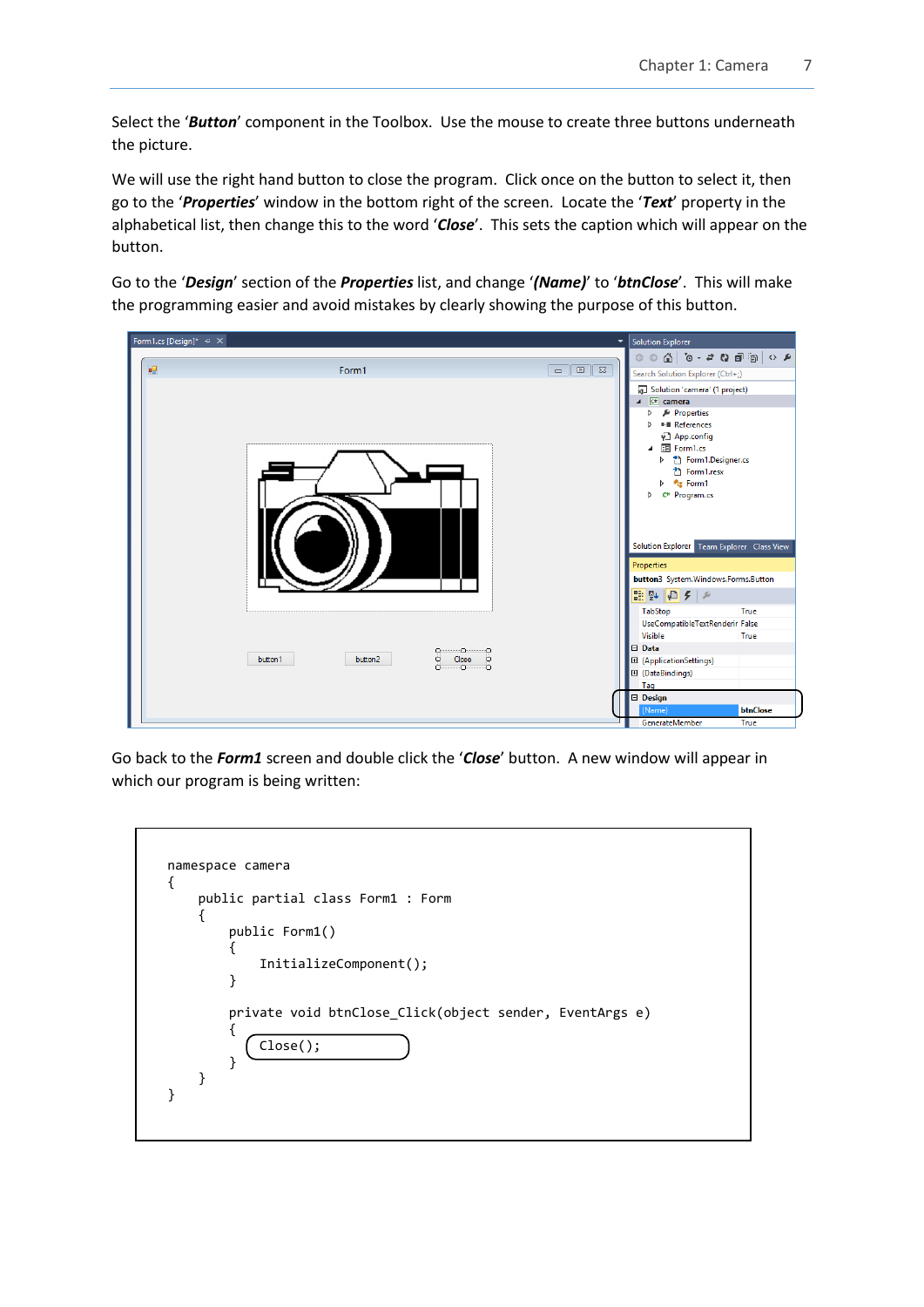Select the '***Button***' component in the Toolbox. Use the mouse to create three buttons underneath the picture.

We will use the right hand button to close the program. Click once on the button to select it, then go to the '***Properties***' window in the bottom right of the screen. Locate the '***Text***' property in the alphabetical list, then change this to the word '***Close***'. This sets the caption which will appear on the button.

Go to the '***Design***' section of the ***Properties*** list, and change '***(Name)***' to '***btnClose***'. This will make the programming easier and avoid mistakes by clearly showing the purpose of this button.

Go back to the ***Form1*** screen and double click the '***Close***' button. A new window will appear in which our program is being written:

```
namespace camera
{
    public partial class Form1 : Form
    {
        public Form1()
        {
            InitializeComponent();
        }

        private void btnClose_Click(object sender, EventArgs e)
        {
            Close();
        }
    }
}
```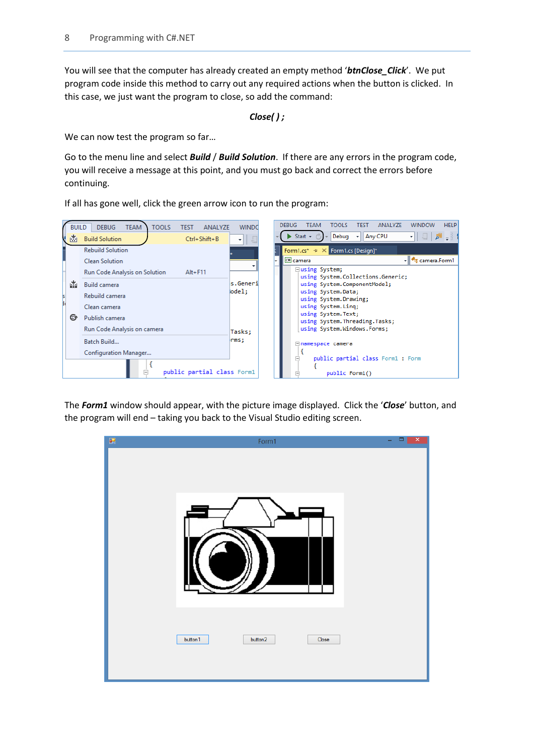You will see that the computer has already created an empty method '***btnClose_Click***'. We put program code inside this method to carry out any required actions when the button is clicked. In this case, we just want the program to close, so add the command:

***Close( ) ;***

We can now test the program so far…

Go to the menu line and select ***Build*** / ***Build Solution***. If there are any errors in the program code, you will receive a message at this point, and you must go back and correct the errors before continuing.

If all has gone well, click the green arrow icon to run the program:

The ***Form1*** window should appear, with the picture image displayed. Click the '***Close***' button, and the program will end – taking you back to the Visual Studio editing screen.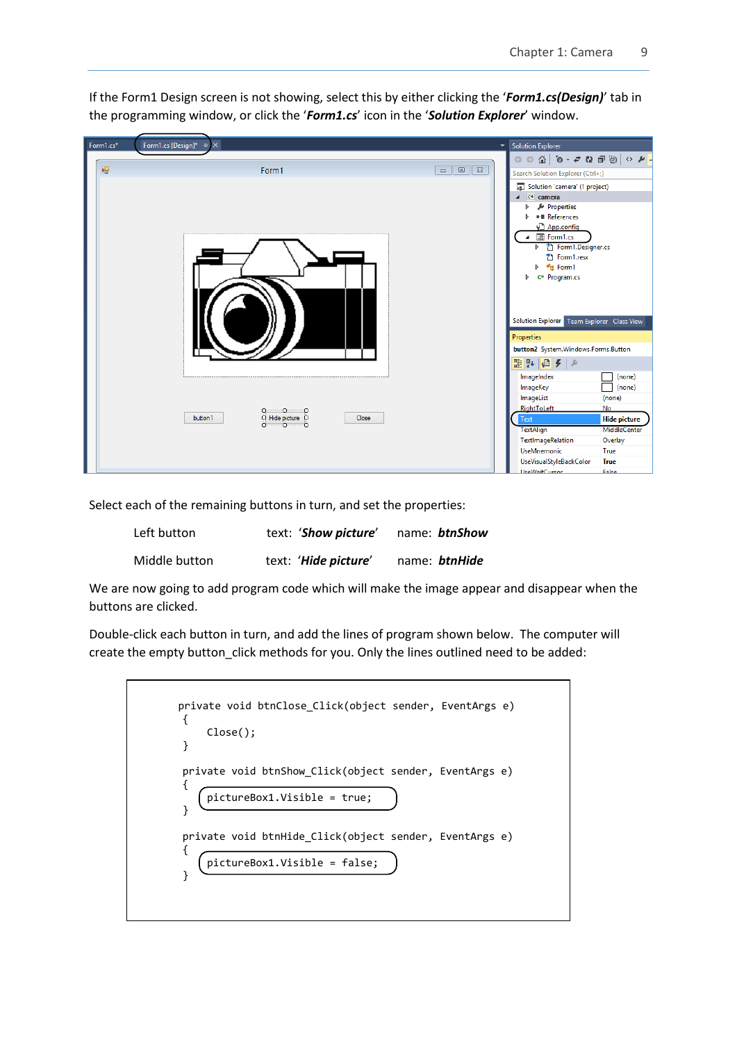If the Form1 Design screen is not showing, select this by either clicking the '***Form1.cs(Design)***' tab in the programming window, or click the '***Form1.cs***' icon in the '***Solution Explorer***' window.

Select each of the remaining buttons in turn, and set the properties:

| | | |
|---|---|---|
| Left button | text: '***Show picture***' | name: ***btnShow*** |
| Middle button | text: '***Hide picture***' | name: ***btnHide*** |

We are now going to add program code which will make the image appear and disappear when the buttons are clicked.

Double-click each button in turn, and add the lines of program shown below. The computer will create the empty button_click methods for you. Only the lines outlined need to be added:

```
private void btnClose_Click(object sender, EventArgs e)
{
    Close();
}

private void btnShow_Click(object sender, EventArgs e)
{
    pictureBox1.Visible = true;
}

private void btnHide_Click(object sender, EventArgs e)
{
    pictureBox1.Visible = false;
}
```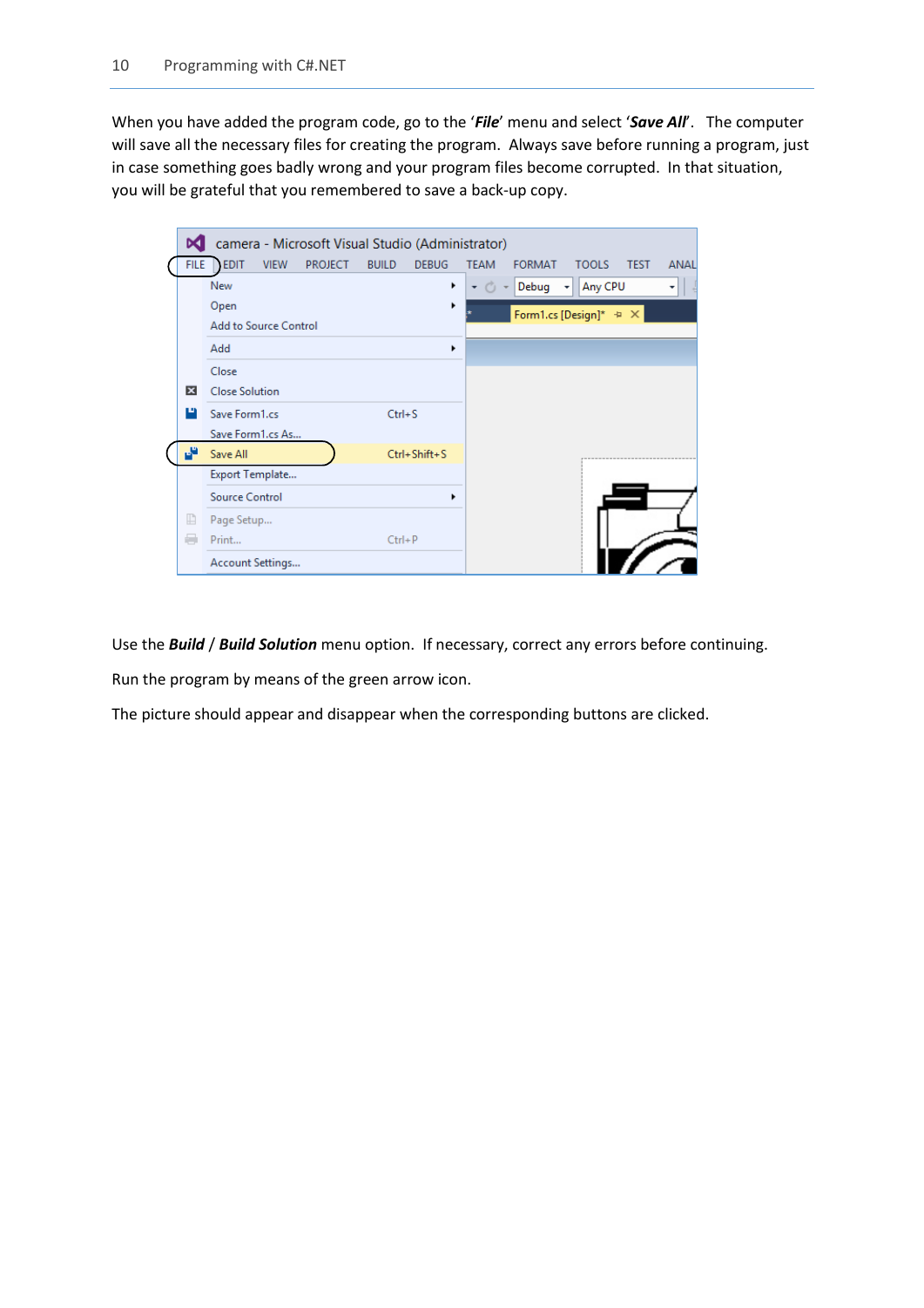When you have added the program code, go to the '***File***' menu and select '***Save All***'. The computer will save all the necessary files for creating the program. Always save before running a program, just in case something goes badly wrong and your program files become corrupted. In that situation, you will be grateful that you remembered to save a back-up copy.

Use the ***Build*** / ***Build Solution*** menu option. If necessary, correct any errors before continuing.

Run the program by means of the green arrow icon.

The picture should appear and disappear when the corresponding buttons are clicked.